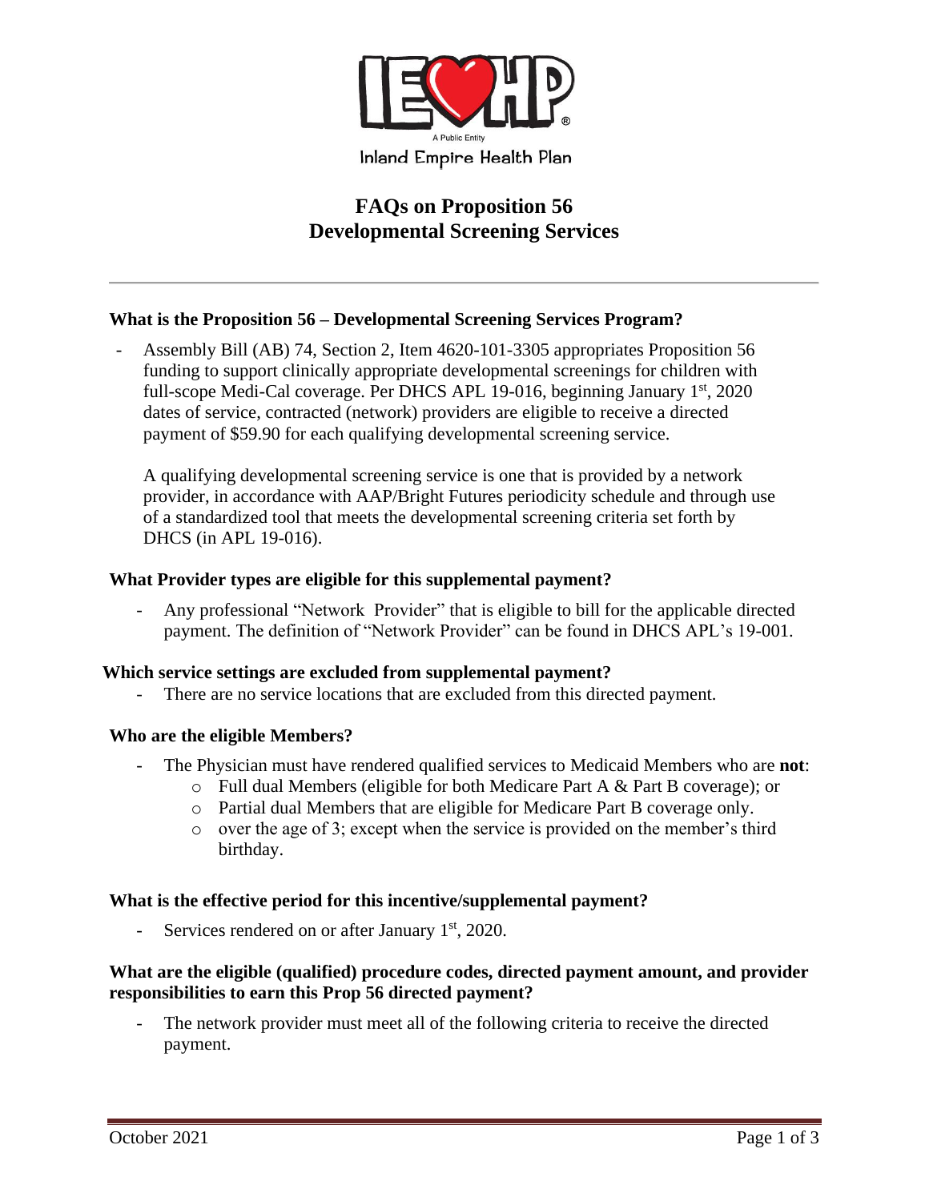Inland Empire Health Plan

# FAQs on Proposition 56
# Developmental Screening Services

---

### What is the Proposition 56 – Developmental Screening Services Program?

- Assembly Bill (AB) 74, Section 2, Item 4620-101-3305 appropriates Proposition 56 funding to support clinically appropriate developmental screenings for children with full-scope Medi-Cal coverage. Per DHCS APL 19-016, beginning January 1st, 2020 dates of service, contracted (network) providers are eligible to receive a directed payment of $59.90 for each qualifying developmental screening service.

  A qualifying developmental screening service is one that is provided by a network provider, in accordance with AAP/Bright Futures periodicity schedule and through use of a standardized tool that meets the developmental screening criteria set forth by DHCS (in APL 19-016).

### What Provider types are eligible for this supplemental payment?

- Any professional "Network Provider" that is eligible to bill for the applicable directed payment. The definition of "Network Provider" can be found in DHCS APL's 19-001.

### Which service settings are excluded from supplemental payment?

- There are no service locations that are excluded from this directed payment.

### Who are the eligible Members?

- The Physician must have rendered qualified services to Medicaid Members who are **not**:
  - Full dual Members (eligible for both Medicare Part A & Part B coverage); or
  - Partial dual Members that are eligible for Medicare Part B coverage only.
  - over the age of 3; except when the service is provided on the member's third birthday.

### What is the effective period for this incentive/supplemental payment?

- Services rendered on or after January 1st, 2020.

### What are the eligible (qualified) procedure codes, directed payment amount, and provider responsibilities to earn this Prop 56 directed payment?

- The network provider must meet all of the following criteria to receive the directed payment.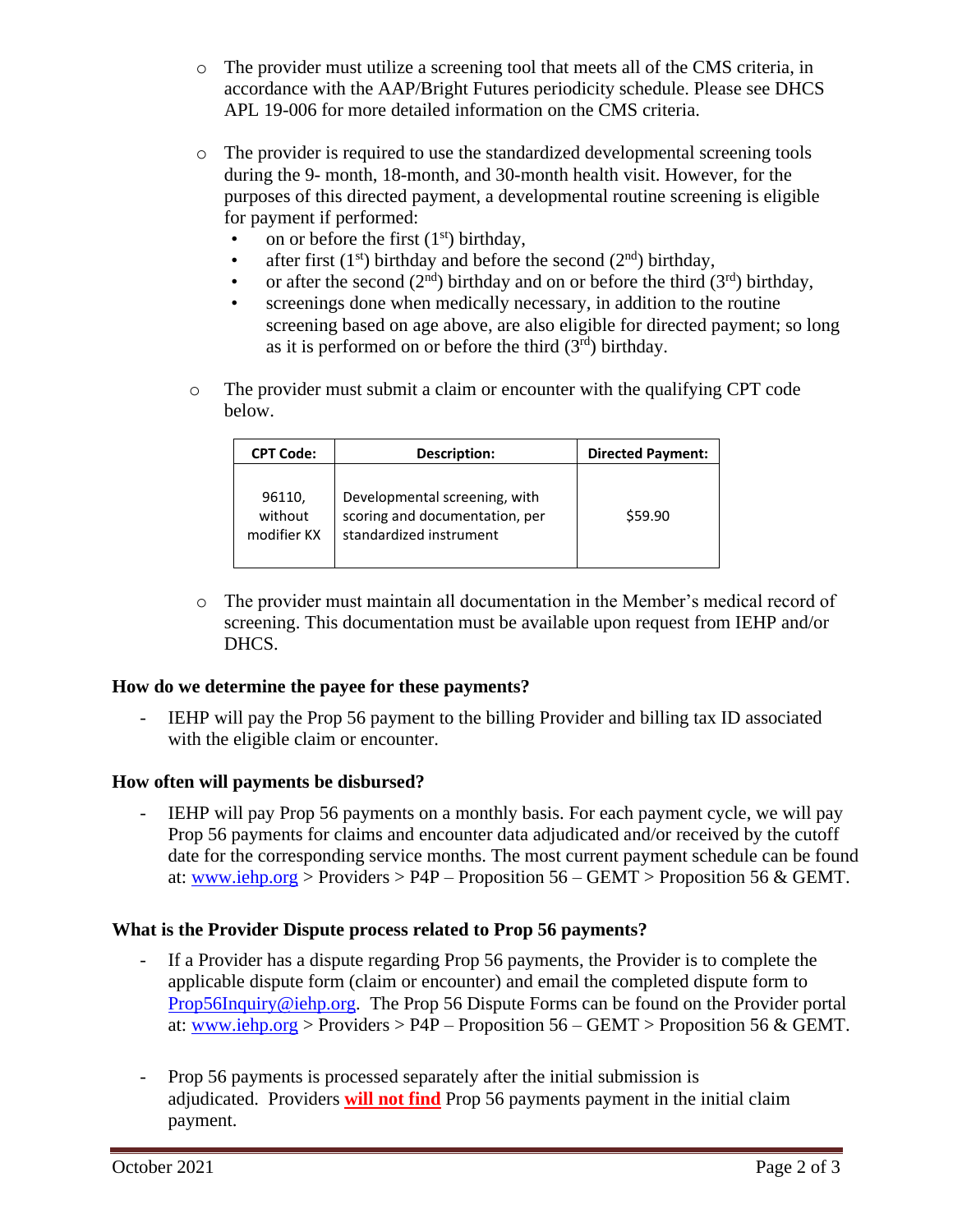- The provider must utilize a screening tool that meets all of the CMS criteria, in accordance with the AAP/Bright Futures periodicity schedule. Please see DHCS APL 19-006 for more detailed information on the CMS criteria.

- The provider is required to use the standardized developmental screening tools during the 9- month, 18-month, and 30-month health visit. However, for the purposes of this directed payment, a developmental routine screening is eligible for payment if performed:
  - on or before the first (1st) birthday,
  - after first (1st) birthday and before the second (2nd) birthday,
  - or after the second (2nd) birthday and on or before the third (3rd) birthday,
  - screenings done when medically necessary, in addition to the routine screening based on age above, are also eligible for directed payment; so long as it is performed on or before the third (3rd) birthday.

- The provider must submit a claim or encounter with the qualifying CPT code below.

| CPT Code: | Description: | Directed Payment: |
|---|---|---|
| 96110, without modifier KX | Developmental screening, with scoring and documentation, per standardized instrument | $59.90 |

- The provider must maintain all documentation in the Member's medical record of screening. This documentation must be available upon request from IEHP and/or DHCS.

**How do we determine the payee for these payments?**

- IEHP will pay the Prop 56 payment to the billing Provider and billing tax ID associated with the eligible claim or encounter.

**How often will payments be disbursed?**

- IEHP will pay Prop 56 payments on a monthly basis. For each payment cycle, we will pay Prop 56 payments for claims and encounter data adjudicated and/or received by the cutoff date for the corresponding service months. The most current payment schedule can be found at: www.iehp.org > Providers > P4P – Proposition 56 – GEMT > Proposition 56 & GEMT.

**What is the Provider Dispute process related to Prop 56 payments?**

- If a Provider has a dispute regarding Prop 56 payments, the Provider is to complete the applicable dispute form (claim or encounter) and email the completed dispute form to Prop56Inquiry@iehp.org. The Prop 56 Dispute Forms can be found on the Provider portal at: www.iehp.org > Providers > P4P – Proposition 56 – GEMT > Proposition 56 & GEMT.

- Prop 56 payments is processed separately after the initial submission is adjudicated. Providers **will not find** Prop 56 payments payment in the initial claim payment.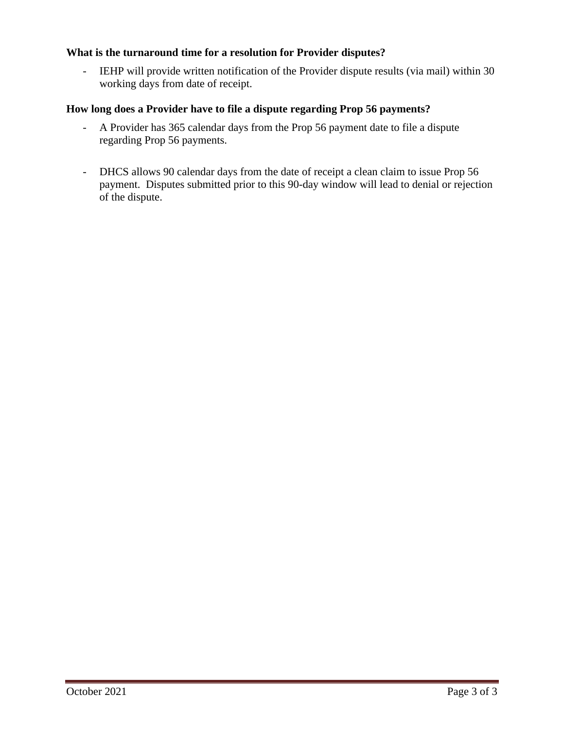**What is the turnaround time for a resolution for Provider disputes?**

- IEHP will provide written notification of the Provider dispute results (via mail) within 30 working days from date of receipt.

**How long does a Provider have to file a dispute regarding Prop 56 payments?**

- A Provider has 365 calendar days from the Prop 56 payment date to file a dispute regarding Prop 56 payments.

- DHCS allows 90 calendar days from the date of receipt a clean claim to issue Prop 56 payment. Disputes submitted prior to this 90-day window will lead to denial or rejection of the dispute.